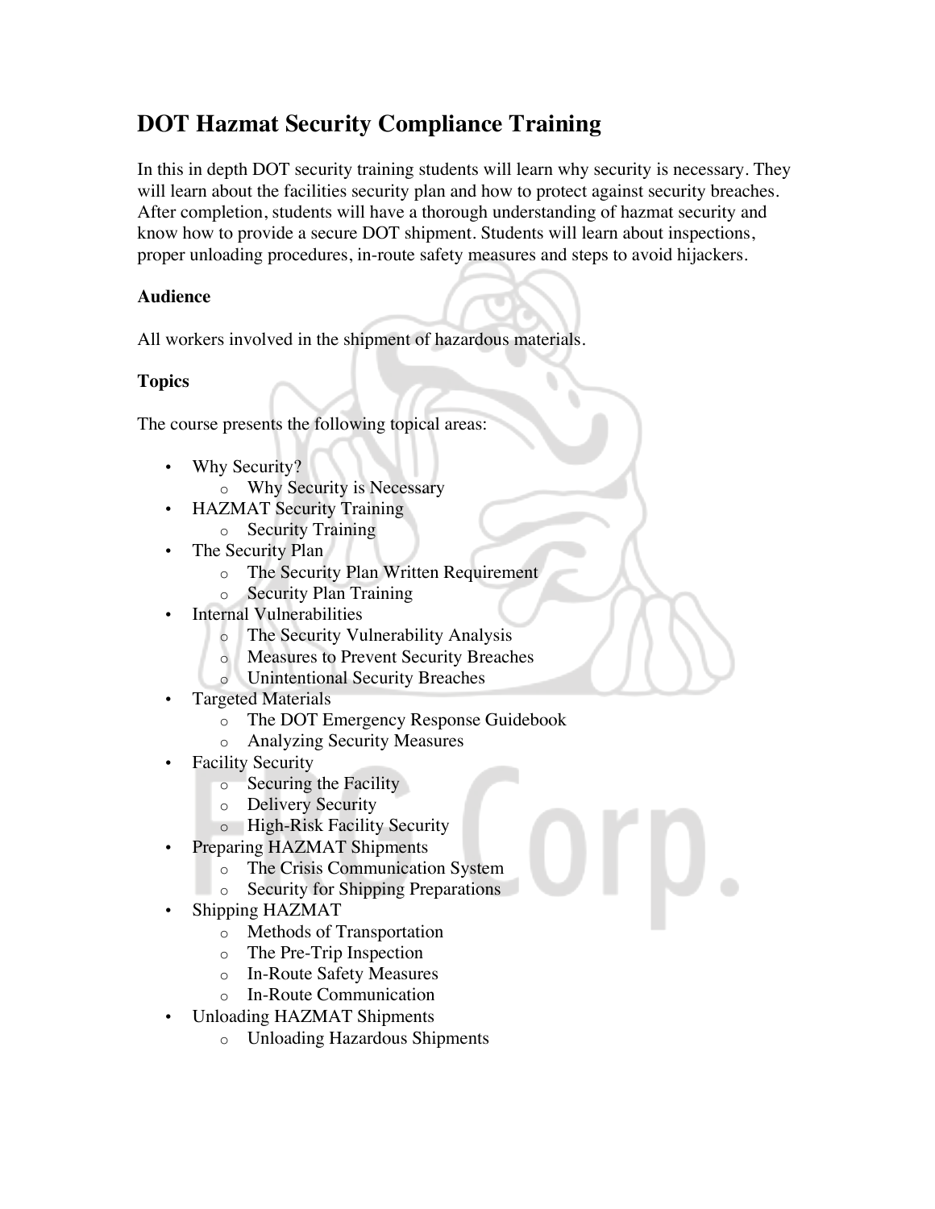# DOT Hazmat Security Compliance Training

In this in depth DOT security training students will learn why security is necessary. They will learn about the facilities security plan and how to protect against security breaches. After completion, students will have a thorough understanding of hazmat security and know how to provide a secure DOT shipment. Students will learn about inspections, proper unloading procedures, in-route safety measures and steps to avoid hijackers.

### Audience

All workers involved in the shipment of hazardous materials.

### Topics

The course presents the following topical areas:

- Why Security?
  - Why Security is Necessary
- HAZMAT Security Training
  - Security Training
- The Security Plan
  - The Security Plan Written Requirement
  - Security Plan Training
- Internal Vulnerabilities
  - The Security Vulnerability Analysis
  - Measures to Prevent Security Breaches
  - Unintentional Security Breaches
- Targeted Materials
  - The DOT Emergency Response Guidebook
  - Analyzing Security Measures
- Facility Security
  - Securing the Facility
  - Delivery Security
  - High-Risk Facility Security
- Preparing HAZMAT Shipments
  - The Crisis Communication System
  - Security for Shipping Preparations
- Shipping HAZMAT
  - Methods of Transportation
  - The Pre-Trip Inspection
  - In-Route Safety Measures
  - In-Route Communication
- Unloading HAZMAT Shipments
  - Unloading Hazardous Shipments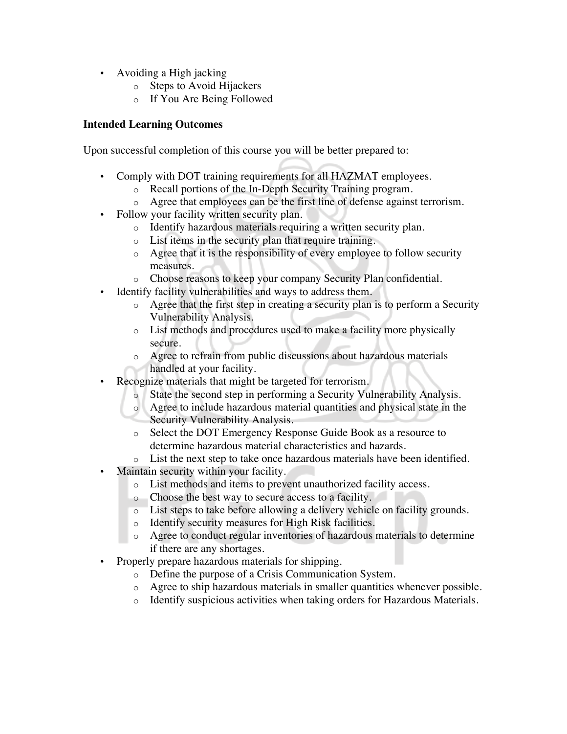- Avoiding a High jacking
    - Steps to Avoid Hijackers
    - If You Are Being Followed

**Intended Learning Outcomes**

Upon successful completion of this course you will be better prepared to:

- Comply with DOT training requirements for all HAZMAT employees.
    - Recall portions of the In-Depth Security Training program.
    - Agree that employees can be the first line of defense against terrorism.
- Follow your facility written security plan.
    - Identify hazardous materials requiring a written security plan.
    - List items in the security plan that require training.
    - Agree that it is the responsibility of every employee to follow security measures.
    - Choose reasons to keep your company Security Plan confidential.
- Identify facility vulnerabilities and ways to address them.
    - Agree that the first step in creating a security plan is to perform a Security Vulnerability Analysis.
    - List methods and procedures used to make a facility more physically secure.
    - Agree to refrain from public discussions about hazardous materials handled at your facility.
- Recognize materials that might be targeted for terrorism.
    - State the second step in performing a Security Vulnerability Analysis.
    - Agree to include hazardous material quantities and physical state in the Security Vulnerability Analysis.
    - Select the DOT Emergency Response Guide Book as a resource to determine hazardous material characteristics and hazards.
    - List the next step to take once hazardous materials have been identified.
- Maintain security within your facility.
    - List methods and items to prevent unauthorized facility access.
    - Choose the best way to secure access to a facility.
    - List steps to take before allowing a delivery vehicle on facility grounds.
    - Identify security measures for High Risk facilities.
    - Agree to conduct regular inventories of hazardous materials to determine if there are any shortages.
- Properly prepare hazardous materials for shipping.
    - Define the purpose of a Crisis Communication System.
    - Agree to ship hazardous materials in smaller quantities whenever possible.
    - Identify suspicious activities when taking orders for Hazardous Materials.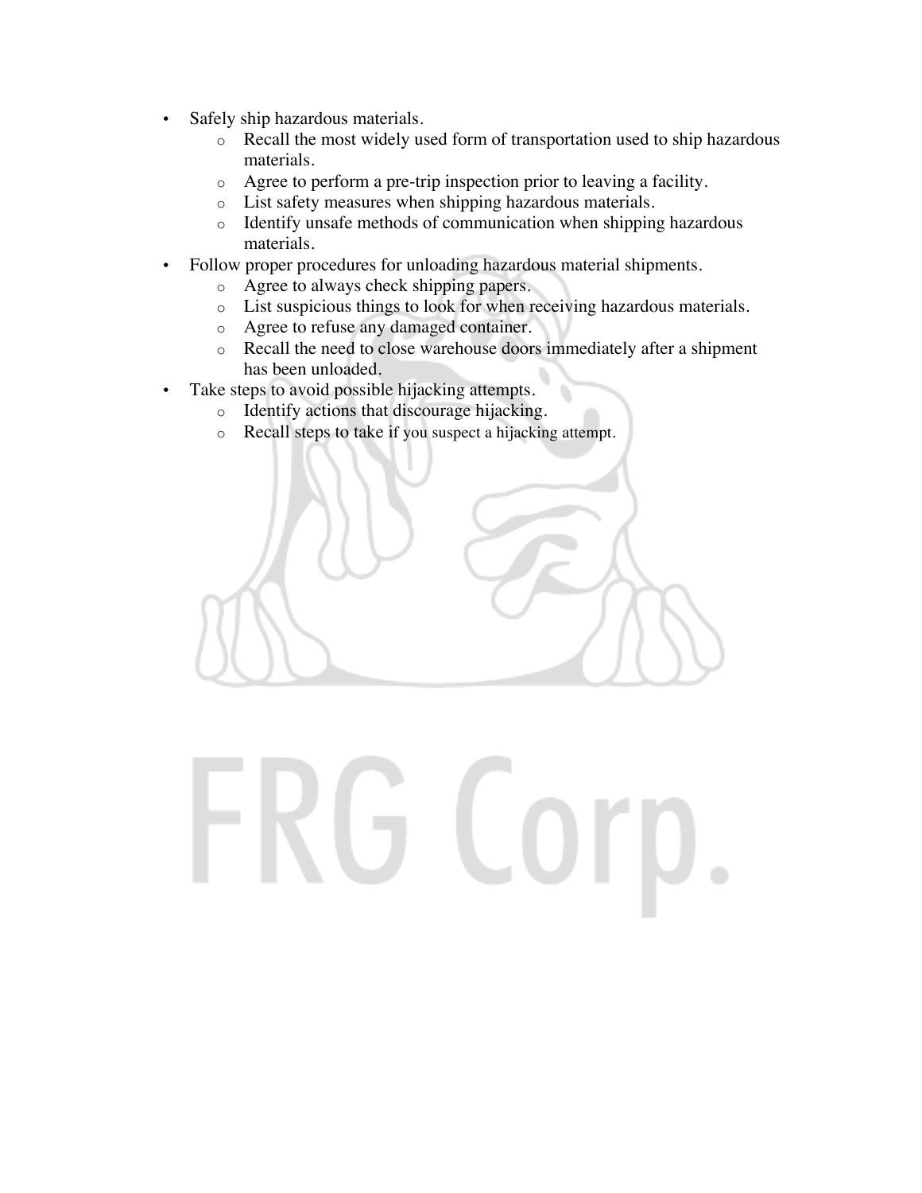- Safely ship hazardous materials.
  - Recall the most widely used form of transportation used to ship hazardous materials.
  - Agree to perform a pre-trip inspection prior to leaving a facility.
  - List safety measures when shipping hazardous materials.
  - Identify unsafe methods of communication when shipping hazardous materials.
- Follow proper procedures for unloading hazardous material shipments.
  - Agree to always check shipping papers.
  - List suspicious things to look for when receiving hazardous materials.
  - Agree to refuse any damaged container.
  - Recall the need to close warehouse doors immediately after a shipment has been unloaded.
- Take steps to avoid possible hijacking attempts.
  - Identify actions that discourage hijacking.
  - Recall steps to take if you suspect a hijacking attempt.